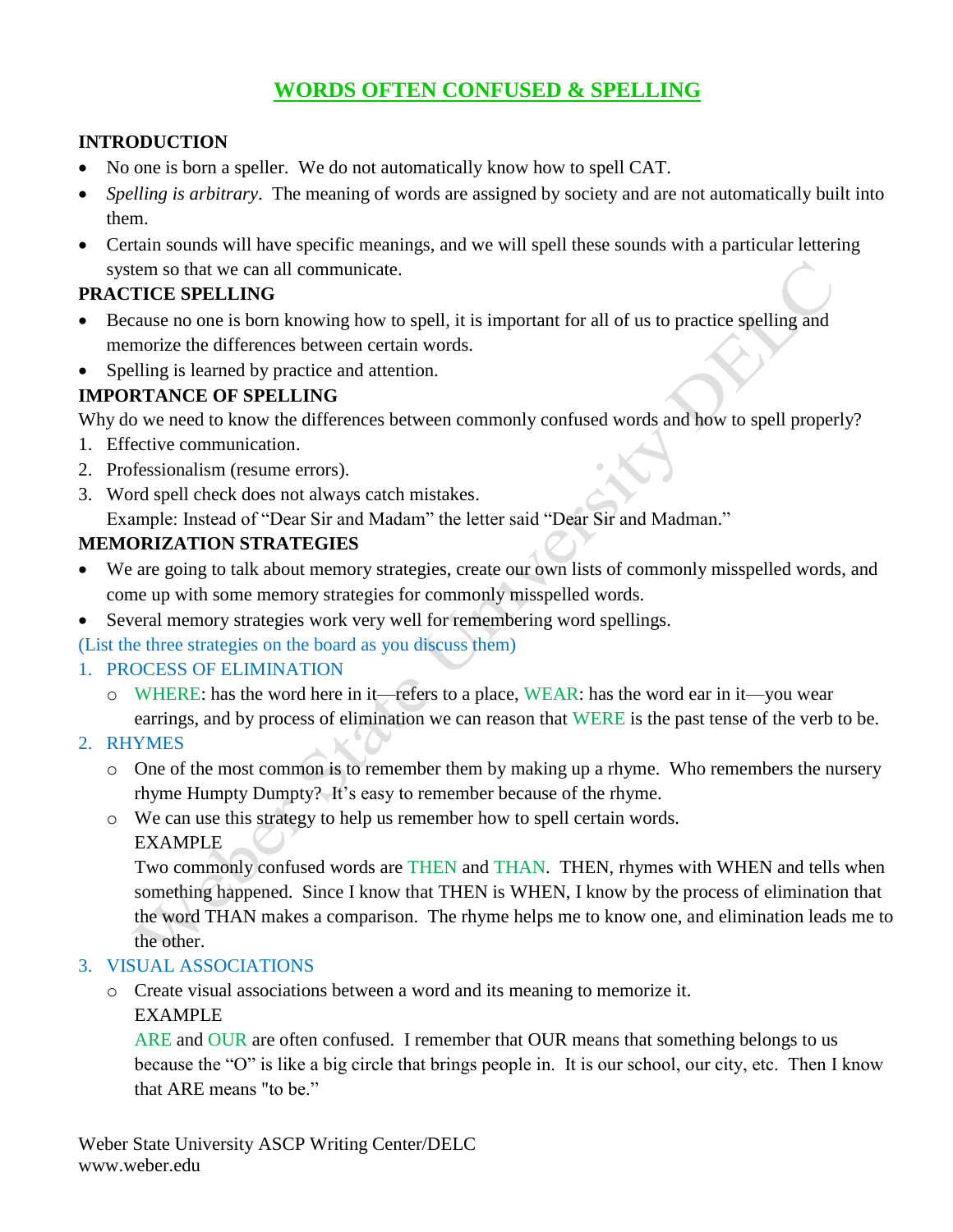# WORDS OFTEN CONFUSED & SPELLING

## INTRODUCTION

- No one is born a speller. We do not automatically know how to spell CAT.
- *Spelling is arbitrary*. The meaning of words are assigned by society and are not automatically built into them.
- Certain sounds will have specific meanings, and we will spell these sounds with a particular lettering system so that we can all communicate.

## PRACTICE SPELLING

- Because no one is born knowing how to spell, it is important for all of us to practice spelling and memorize the differences between certain words.
- Spelling is learned by practice and attention.

## IMPORTANCE OF SPELLING

Why do we need to know the differences between commonly confused words and how to spell properly?

1. Effective communication.
2. Professionalism (resume errors).
3. Word spell check does not always catch mistakes.
   Example: Instead of "Dear Sir and Madam" the letter said "Dear Sir and Madman."

## MEMORIZATION STRATEGIES

- We are going to talk about memory strategies, create our own lists of commonly misspelled words, and come up with some memory strategies for commonly misspelled words.
- Several memory strategies work very well for remembering word spellings.

(List the three strategies on the board as you discuss them)

1. PROCESS OF ELIMINATION
   - WHERE: has the word here in it—refers to a place, WEAR: has the word ear in it—you wear earrings, and by process of elimination we can reason that WERE is the past tense of the verb to be.
2. RHYMES
   - One of the most common is to remember them by making up a rhyme. Who remembers the nursery rhyme Humpty Dumpty? It's easy to remember because of the rhyme.
   - We can use this strategy to help us remember how to spell certain words.
     EXAMPLE
     Two commonly confused words are THEN and THAN. THEN, rhymes with WHEN and tells when something happened. Since I know that THEN is WHEN, I know by the process of elimination that the word THAN makes a comparison. The rhyme helps me to know one, and elimination leads me to the other.
3. VISUAL ASSOCIATIONS
   - Create visual associations between a word and its meaning to memorize it.
     EXAMPLE
     ARE and OUR are often confused. I remember that OUR means that something belongs to us because the "O" is like a big circle that brings people in. It is our school, our city, etc. Then I know that ARE means "to be."

Weber State University ASCP Writing Center/DELC
www.weber.edu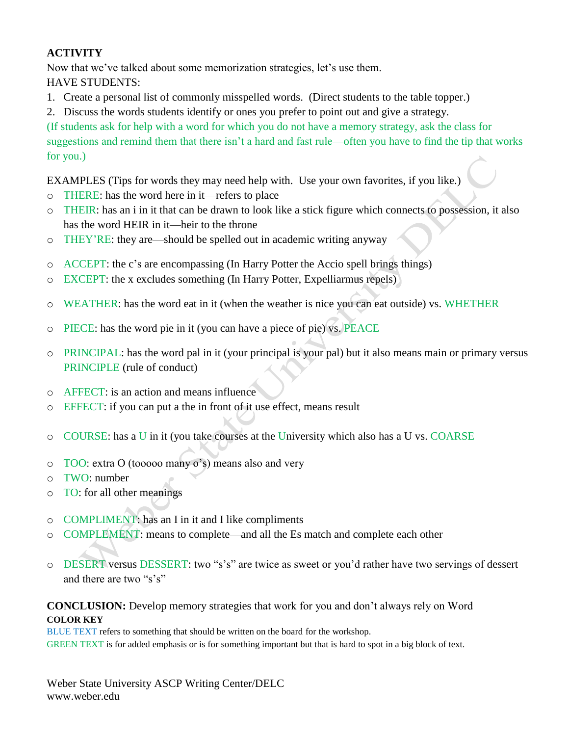**ACTIVITY**

Now that we've talked about some memorization strategies, let's use them.

HAVE STUDENTS:

1. Create a personal list of commonly misspelled words. (Direct students to the table topper.)
2. Discuss the words students identify or ones you prefer to point out and give a strategy.

(If students ask for help with a word for which you do not have a memory strategy, ask the class for suggestions and remind them that there isn't a hard and fast rule—often you have to find the tip that works for you.)

EXAMPLES (Tips for words they may need help with. Use your own favorites, if you like.)

- THERE: has the word here in it—refers to place
- THEIR: has an i in it that can be drawn to look like a stick figure which connects to possession, it also has the word HEIR in it—heir to the throne
- THEY'RE: they are—should be spelled out in academic writing anyway

- ACCEPT: the c's are encompassing (In Harry Potter the Accio spell brings things)
- EXCEPT: the x excludes something (In Harry Potter, Expelliarmus repels)

- WEATHER: has the word eat in it (when the weather is nice you can eat outside) vs. WHETHER

- PIECE: has the word pie in it (you can have a piece of pie) vs. PEACE

- PRINCIPAL: has the word pal in it (your principal is your pal) but it also means main or primary versus PRINCIPLE (rule of conduct)

- AFFECT: is an action and means influence
- EFFECT: if you can put a the in front of it use effect, means result

- COURSE: has a U in it (you take courses at the University which also has a U vs. COARSE

- TOO: extra O (tooooo many o's) means also and very
- TWO: number
- TO: for all other meanings

- COMPLIMENT: has an I in it and I like compliments
- COMPLEMENT: means to complete—and all the Es match and complete each other

- DESERT versus DESSERT: two "s's" are twice as sweet or you'd rather have two servings of dessert and there are two "s's"

**CONCLUSION:** Develop memory strategies that work for you and don't always rely on Word

**COLOR KEY**

BLUE TEXT refers to something that should be written on the board for the workshop.

GREEN TEXT is for added emphasis or is for something important but that is hard to spot in a big block of text.

Weber State University ASCP Writing Center/DELC
www.weber.edu